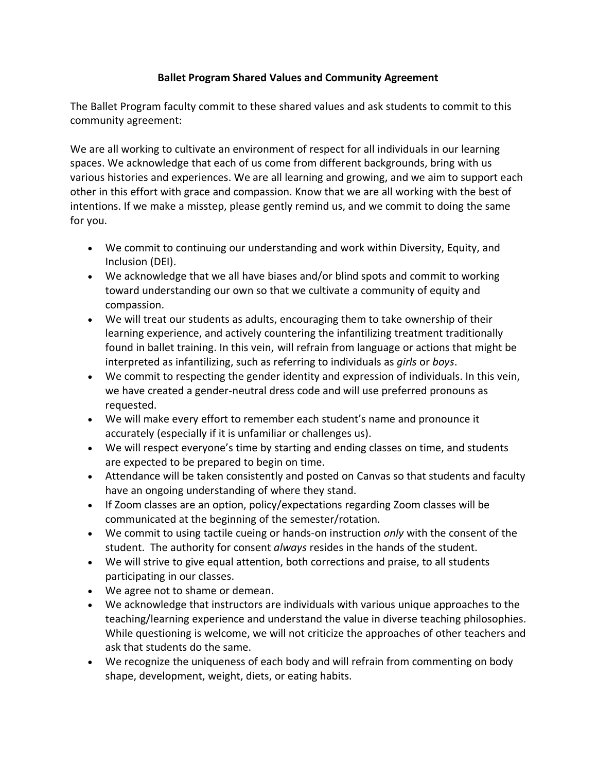**Ballet Program Shared Values and Community Agreement**

The Ballet Program faculty commit to these shared values and ask students to commit to this community agreement:

We are all working to cultivate an environment of respect for all individuals in our learning spaces. We acknowledge that each of us come from different backgrounds, bring with us various histories and experiences. We are all learning and growing, and we aim to support each other in this effort with grace and compassion. Know that we are all working with the best of intentions. If we make a misstep, please gently remind us, and we commit to doing the same for you.

- We commit to continuing our understanding and work within Diversity, Equity, and Inclusion (DEI).
- We acknowledge that we all have biases and/or blind spots and commit to working toward understanding our own so that we cultivate a community of equity and compassion.
- We will treat our students as adults, encouraging them to take ownership of their learning experience, and actively countering the infantilizing treatment traditionally found in ballet training. In this vein, will refrain from language or actions that might be interpreted as infantilizing, such as referring to individuals as *girls* or *boys*.
- We commit to respecting the gender identity and expression of individuals. In this vein, we have created a gender-neutral dress code and will use preferred pronouns as requested.
- We will make every effort to remember each student's name and pronounce it accurately (especially if it is unfamiliar or challenges us).
- We will respect everyone's time by starting and ending classes on time, and students are expected to be prepared to begin on time.
- Attendance will be taken consistently and posted on Canvas so that students and faculty have an ongoing understanding of where they stand.
- If Zoom classes are an option, policy/expectations regarding Zoom classes will be communicated at the beginning of the semester/rotation.
- We commit to using tactile cueing or hands-on instruction *only* with the consent of the student. The authority for consent *always* resides in the hands of the student.
- We will strive to give equal attention, both corrections and praise, to all students participating in our classes.
- We agree not to shame or demean.
- We acknowledge that instructors are individuals with various unique approaches to the teaching/learning experience and understand the value in diverse teaching philosophies. While questioning is welcome, we will not criticize the approaches of other teachers and ask that students do the same.
- We recognize the uniqueness of each body and will refrain from commenting on body shape, development, weight, diets, or eating habits.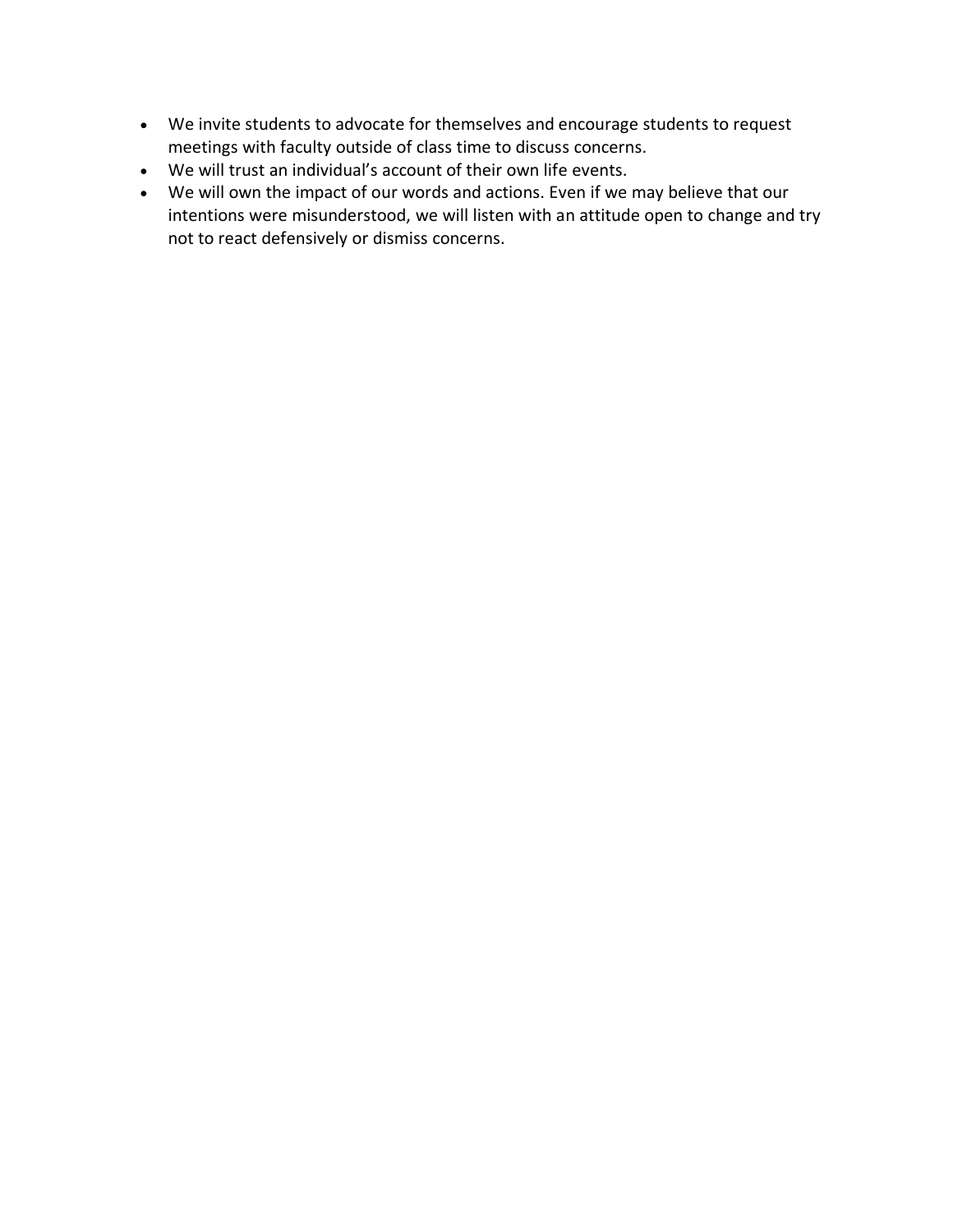- We invite students to advocate for themselves and encourage students to request meetings with faculty outside of class time to discuss concerns.
- We will trust an individual's account of their own life events.
- We will own the impact of our words and actions. Even if we may believe that our intentions were misunderstood, we will listen with an attitude open to change and try not to react defensively or dismiss concerns.